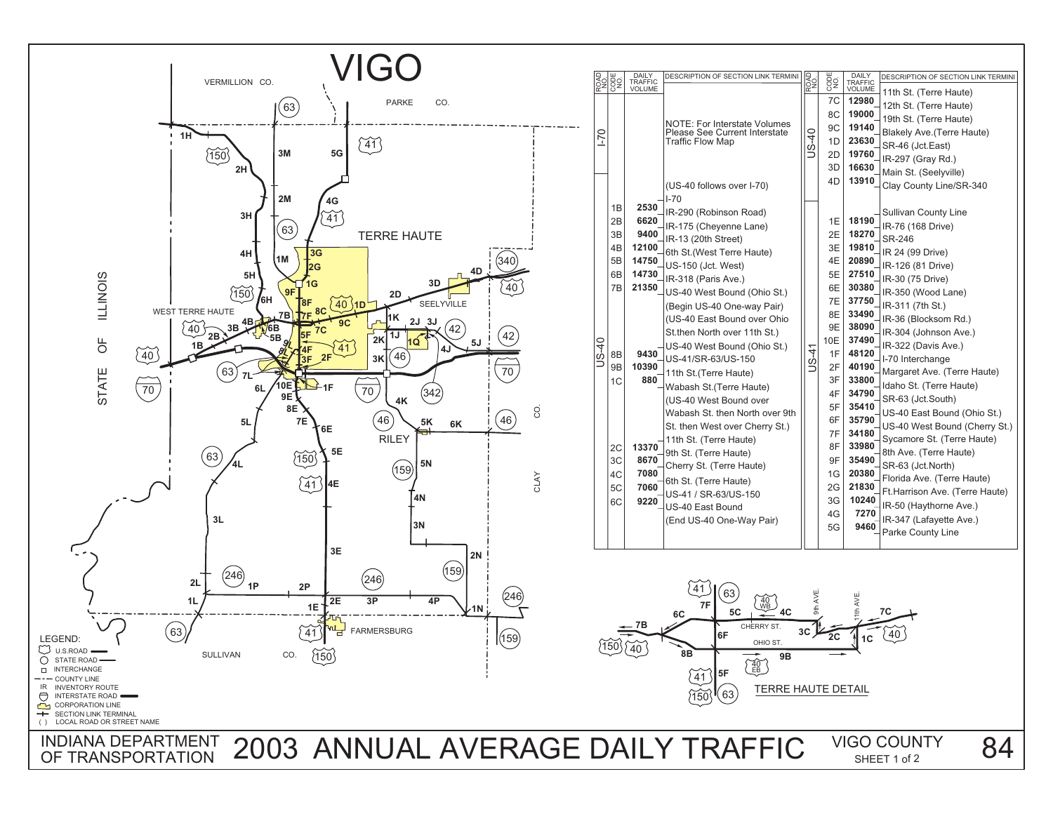# VIGO

## 2003 ANNUAL AVERAGE DAILY TRAFFIC

INDIANA DEPARTMENT OF TRANSPORTATION

VIGO COUNTY

SHEET 1 of 2

| ROAD NO. | CODE NO. | DAILY TRAFFIC VOLUME | DESCRIPTION OF SECTION LINK TERMINI |
|---|---|---|---|
| I-70 | | | NOTE: For Interstate Volumes Please See Current Interstate Traffic Flow Map |
| US-40 | | | (US-40 follows over I-70) |
| | | | I-70 |
| | 1B | 2530 | IR-290 (Robinson Road) |
| | 2B | 6620 | IR-175 (Cheyenne Lane) |
| | 3B | 9400 | IR-13 (20th Street) |
| | 4B | 12100 | 6th St.(West Terre Haute) |
| | 5B | 14750 | US-150 (Jct. West) |
| | 6B | 14730 | IR-318 (Paris Ave.) |
| | 7B | 21350 | US-40 West Bound (Ohio St.) |
| | | | (Begin US-40 One-way Pair) |
| | | | (US-40 East Bound over Ohio St.then North over 11th St.) |
| | | | US-40 West Bound (Ohio St.) |
| | 8B | 9430 | US-41/SR-63/US-150 |
| | 9B | 10390 | 11th St.(Terre Haute) |
| | 1C | 880 | Wabash St.(Terre Haute) |
| | | | (US-40 West Bound over Wabash St. then North over 9th St. then West over Cherry St.) |
| | | | 11th St. (Terre Haute) |
| | 2C | 13370 | 9th St. (Terre Haute) |
| | 3C | 8670 | Cherry St. (Terre Haute) |
| | 4C | 7080 | 6th St. (Terre Haute) |
| | 5C | 7060 | US-41 / SR-63/US-150 |
| | 6C | 9220 | US-40 East Bound |
| | | | (End US-40 One-Way Pair) |

| ROAD NO. | CODE NO. | DAILY TRAFFIC VOLUME | DESCRIPTION OF SECTION LINK TERMINI |
|---|---|---|---|
| US-40 | | | 11th St. (Terre Haute) |
| | 7C | 12980 | 12th St. (Terre Haute) |
| | 8C | 19000 | 19th St. (Terre Haute) |
| | 9C | 19140 | Blakely Ave.(Terre Haute) |
| | 1D | 23630 | SR-46 (Jct.East) |
| | 2D | 19760 | IR-297 (Gray Rd.) |
| | 3D | 16630 | Main St. (Seelyville) |
| | 4D | 13910 | Clay County Line/SR-340 |
| US-41 | | | Sullivan County Line |
| | 1E | 18190 | IR-76 (168 Drive) |
| | 2E | 18270 | SR-246 |
| | 3E | 19810 | IR 24 (99 Drive) |
| | 4E | 20890 | IR-126 (81 Drive) |
| | 5E | 27510 | IR-30 (75 Drive) |
| | 6E | 30380 | IR-350 (Wood Lane) |
| | 7E | 37750 | IR-311 (7th St.) |
| | 8E | 33490 | IR-36 (Blocksom Rd.) |
| | 9E | 38090 | IR-304 (Johnson Ave.) |
| | 10E | 37490 | IR-322 (Davis Ave.) |
| | 1F | 48120 | I-70 Interchange |
| | 2F | 40190 | Margaret Ave. (Terre Haute) |
| | 3F | 33800 | Idaho St. (Terre Haute) |
| | 4F | 34790 | SR-63 (Jct.South) |
| | 5F | 35410 | US-40 East Bound (Ohio St.) |
| | 6F | 35790 | US-40 West Bound (Cherry St.) |
| | 7F | 34180 | Sycamore St. (Terre Haute) |
| | 8F | 33980 | 8th Ave. (Terre Haute) |
| | 9F | 35490 | SR-63 (Jct.North) |
| | 1G | 20380 | Florida Ave. (Terre Haute) |
| | 2G | 21830 | Ft.Harrison Ave. (Terre Haute) |
| | 3G | 10240 | IR-50 (Haythorne Ave.) |
| | 4G | 7270 | IR-347 (Lafayette Ave.) |
| | 5G | 9460 | Parke County Line |

TERRE HAUTE DETAIL

LEGEND:
- U.S.ROAD
- STATE ROAD
- INTERCHANGE
- COUNTY LINE
- IR INVENTORY ROUTE
- INTERSTATE ROAD
- CORPORATION LINE
- SECTION LINK TERMINAL
- ( ) LOCAL ROAD OR STREET NAME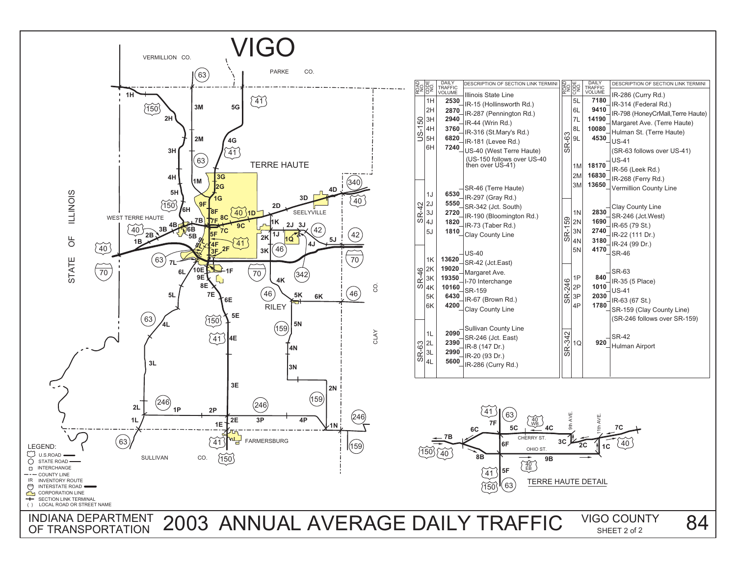# VIGO

| ROAD NO. | CODE NO. | DAILY TRAFFIC VOLUME | DESCRIPTION OF SECTION LINK TERMINI |
|---|---|---|---|
| US-150 | | | Illinois State Line |
| | 1H | 2530 | IR-15 (Hollinsworth Rd.) |
| | 2H | 2870 | IR-287 (Pennington Rd.) |
| | 3H | 2940 | IR-44 (Wrin Rd.) |
| | 4H | 3760 | IR-316 (St.Mary's Rd.) |
| | 5H | 6820 | IR-181 (Levee Rd.) |
| | 6H | 7240 | US-40 (West Terre Haute) |
| | | | (US-150 follows over US-40 then over US-41) |
| SR-42 | | | SR-46 (Terre Haute) |
| | 1J | 6530 | IR-297 (Gray Rd.) |
| | 2J | 5550 | SR-342 (Jct. South) |
| | 3J | 2720 | IR-190 (Bloomington Rd.) |
| | 4J | 1820 | IR-73 (Taber Rd.) |
| | 5J | 1810 | Clay County Line |
| SR-46 | | | US-40 |
| | 1K | 13620 | SR-42 (Jct.East) |
| | 2K | 19020 | Margaret Ave. |
| | 3K | 19350 | I-70 Interchange |
| | 4K | 10160 | SR-159 |
| | 5K | 6430 | IR-67 (Brown Rd.) |
| | 6K | 4200 | Clay County Line |
| SR-63 | | | Sullivan County Line |
| | 1L | 2090 | SR-246 (Jct. East) |
| | 2L | 2390 | IR-8 (147 Dr.) |
| | 3L | 2990 | IR-20 (93 Dr.) |
| | 4L | 5600 | IR-286 (Curry Rd.) |

| ROAD NO. | CODE NO. | DAILY TRAFFIC VOLUME | DESCRIPTION OF SECTION LINK TERMINI |
|---|---|---|---|
| SR-63 | | | IR-286 (Curry Rd.) |
| | 5L | 7180 | IR-314 (Federal Rd.) |
| | 6L | 9410 | IR-798 (HoneyCrMall,Terre Haute) |
| | 7L | 14190 | Margaret Ave. (Terre Haute) |
| | 8L | 10080 | Hulman St. (Terre Haute) |
| | 9L | 4530 | US-41 |
| | | | (SR-63 follows over US-41) |
| | | | US-41 |
| | 1M | 18170 | IR-56 (Leek Rd.) |
| | 2M | 16830 | IR-268 (Ferry Rd.) |
| | 3M | 13650 | Vermillion County Line |
| SR-159 | | | Clay County Line |
| | 1N | 2830 | SR-246 (Jct.West) |
| | 2N | 1690 | IR-65 (79 St.) |
| | 3N | 2740 | IR-22 (111 Dr.) |
| | 4N | 3180 | IR-24 (99 Dr.) |
| | 5N | 4170 | SR-46 |
| SR-246 | | | SR-63 |
| | 1P | 840 | IR-35 (5 Place) |
| | 2P | 1010 | US-41 |
| | 3P | 2030 | IR-63 (67 St.) |
| | 4P | 1780 | SR-159 (Clay County Line) |
| | | | (SR-246 follows over SR-159) |
| SR-342 | | | SR-42 |
| | 1Q | 920 | Hulman Airport |

VERMILLION CO.
PARKE CO.
STATE OF ILLINOIS
CLAY CO.
SULLIVAN CO.
TERRE HAUTE
WEST TERRE HAUTE
SEELYVILLE
RILEY
FARMERSBURG

TERRE HAUTE DETAIL
CHERRY ST.
OHIO ST.
9th AVE.
11th AVE.
40 WB
40 EB

LEGEND:
- U.S.ROAD
- STATE ROAD
- INTERCHANGE
- COUNTY LINE
- IR INVENTORY ROUTE
- INTERSTATE ROAD
- CORPORATION LINE
- SECTION LINK TERMINAL
- ( ) LOCAL ROAD OR STREET NAME

INDIANA DEPARTMENT OF TRANSPORTATION

# 2003 ANNUAL AVERAGE DAILY TRAFFIC

VIGO COUNTY
SHEET 2 of 2